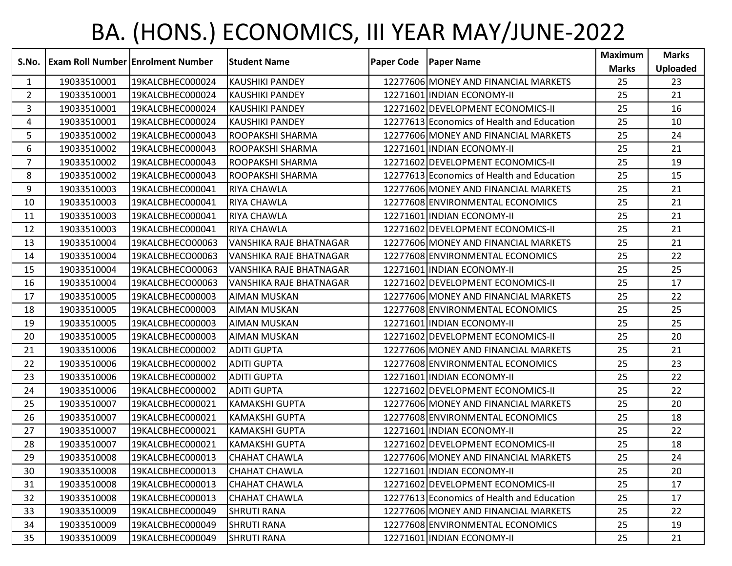# BA. (HONS.) ECONOMICS, III YEAR MAY/JUNE-2022

| S.No. | Exam Roll Number | Enrolment Number | Student Name | Paper Code | Paper Name | Maximum Marks | Marks Uploaded |
|---|---|---|---|---|---|---|---|
| 1 | 19033510001 | 19KALCBHEC000024 | KAUSHIKI PANDEY | 12277606 | MONEY AND FINANCIAL MARKETS | 25 | 23 |
| 2 | 19033510001 | 19KALCBHEC000024 | KAUSHIKI PANDEY | 12271601 | INDIAN ECONOMY-II | 25 | 21 |
| 3 | 19033510001 | 19KALCBHEC000024 | KAUSHIKI PANDEY | 12271602 | DEVELOPMENT ECONOMICS-II | 25 | 16 |
| 4 | 19033510001 | 19KALCBHEC000024 | KAUSHIKI PANDEY | 12277613 | Economics of Health and Education | 25 | 10 |
| 5 | 19033510002 | 19KALCBHEC000043 | ROOPAKSHI SHARMA | 12277606 | MONEY AND FINANCIAL MARKETS | 25 | 24 |
| 6 | 19033510002 | 19KALCBHEC000043 | ROOPAKSHI SHARMA | 12271601 | INDIAN ECONOMY-II | 25 | 21 |
| 7 | 19033510002 | 19KALCBHEC000043 | ROOPAKSHI SHARMA | 12271602 | DEVELOPMENT ECONOMICS-II | 25 | 19 |
| 8 | 19033510002 | 19KALCBHEC000043 | ROOPAKSHI SHARMA | 12277613 | Economics of Health and Education | 25 | 15 |
| 9 | 19033510003 | 19KALCBHEC000041 | RIYA CHAWLA | 12277606 | MONEY AND FINANCIAL MARKETS | 25 | 21 |
| 10 | 19033510003 | 19KALCBHEC000041 | RIYA CHAWLA | 12277608 | ENVIRONMENTAL ECONOMICS | 25 | 21 |
| 11 | 19033510003 | 19KALCBHEC000041 | RIYA CHAWLA | 12271601 | INDIAN ECONOMY-II | 25 | 21 |
| 12 | 19033510003 | 19KALCBHEC000041 | RIYA CHAWLA | 12271602 | DEVELOPMENT ECONOMICS-II | 25 | 21 |
| 13 | 19033510004 | 19KALCBHECO00063 | VANSHIKA RAJE BHATNAGAR | 12277606 | MONEY AND FINANCIAL MARKETS | 25 | 21 |
| 14 | 19033510004 | 19KALCBHECO00063 | VANSHIKA RAJE BHATNAGAR | 12277608 | ENVIRONMENTAL ECONOMICS | 25 | 22 |
| 15 | 19033510004 | 19KALCBHECO00063 | VANSHIKA RAJE BHATNAGAR | 12271601 | INDIAN ECONOMY-II | 25 | 25 |
| 16 | 19033510004 | 19KALCBHECO00063 | VANSHIKA RAJE BHATNAGAR | 12271602 | DEVELOPMENT ECONOMICS-II | 25 | 17 |
| 17 | 19033510005 | 19KALCBHEC000003 | AIMAN MUSKAN | 12277606 | MONEY AND FINANCIAL MARKETS | 25 | 22 |
| 18 | 19033510005 | 19KALCBHEC000003 | AIMAN MUSKAN | 12277608 | ENVIRONMENTAL ECONOMICS | 25 | 25 |
| 19 | 19033510005 | 19KALCBHEC000003 | AIMAN MUSKAN | 12271601 | INDIAN ECONOMY-II | 25 | 25 |
| 20 | 19033510005 | 19KALCBHEC000003 | AIMAN MUSKAN | 12271602 | DEVELOPMENT ECONOMICS-II | 25 | 20 |
| 21 | 19033510006 | 19KALCBHEC000002 | ADITI GUPTA | 12277606 | MONEY AND FINANCIAL MARKETS | 25 | 21 |
| 22 | 19033510006 | 19KALCBHEC000002 | ADITI GUPTA | 12277608 | ENVIRONMENTAL ECONOMICS | 25 | 23 |
| 23 | 19033510006 | 19KALCBHEC000002 | ADITI GUPTA | 12271601 | INDIAN ECONOMY-II | 25 | 22 |
| 24 | 19033510006 | 19KALCBHEC000002 | ADITI GUPTA | 12271602 | DEVELOPMENT ECONOMICS-II | 25 | 22 |
| 25 | 19033510007 | 19KALCBHEC000021 | KAMAKSHI GUPTA | 12277606 | MONEY AND FINANCIAL MARKETS | 25 | 20 |
| 26 | 19033510007 | 19KALCBHEC000021 | KAMAKSHI GUPTA | 12277608 | ENVIRONMENTAL ECONOMICS | 25 | 18 |
| 27 | 19033510007 | 19KALCBHEC000021 | KAMAKSHI GUPTA | 12271601 | INDIAN ECONOMY-II | 25 | 22 |
| 28 | 19033510007 | 19KALCBHEC000021 | KAMAKSHI GUPTA | 12271602 | DEVELOPMENT ECONOMICS-II | 25 | 18 |
| 29 | 19033510008 | 19KALCBHEC000013 | CHAHAT CHAWLA | 12277606 | MONEY AND FINANCIAL MARKETS | 25 | 24 |
| 30 | 19033510008 | 19KALCBHEC000013 | CHAHAT CHAWLA | 12271601 | INDIAN ECONOMY-II | 25 | 20 |
| 31 | 19033510008 | 19KALCBHEC000013 | CHAHAT CHAWLA | 12271602 | DEVELOPMENT ECONOMICS-II | 25 | 17 |
| 32 | 19033510008 | 19KALCBHEC000013 | CHAHAT CHAWLA | 12277613 | Economics of Health and Education | 25 | 17 |
| 33 | 19033510009 | 19KALCBHEC000049 | SHRUTI RANA | 12277606 | MONEY AND FINANCIAL MARKETS | 25 | 22 |
| 34 | 19033510009 | 19KALCBHEC000049 | SHRUTI RANA | 12277608 | ENVIRONMENTAL ECONOMICS | 25 | 19 |
| 35 | 19033510009 | 19KALCBHEC000049 | SHRUTI RANA | 12271601 | INDIAN ECONOMY-II | 25 | 21 |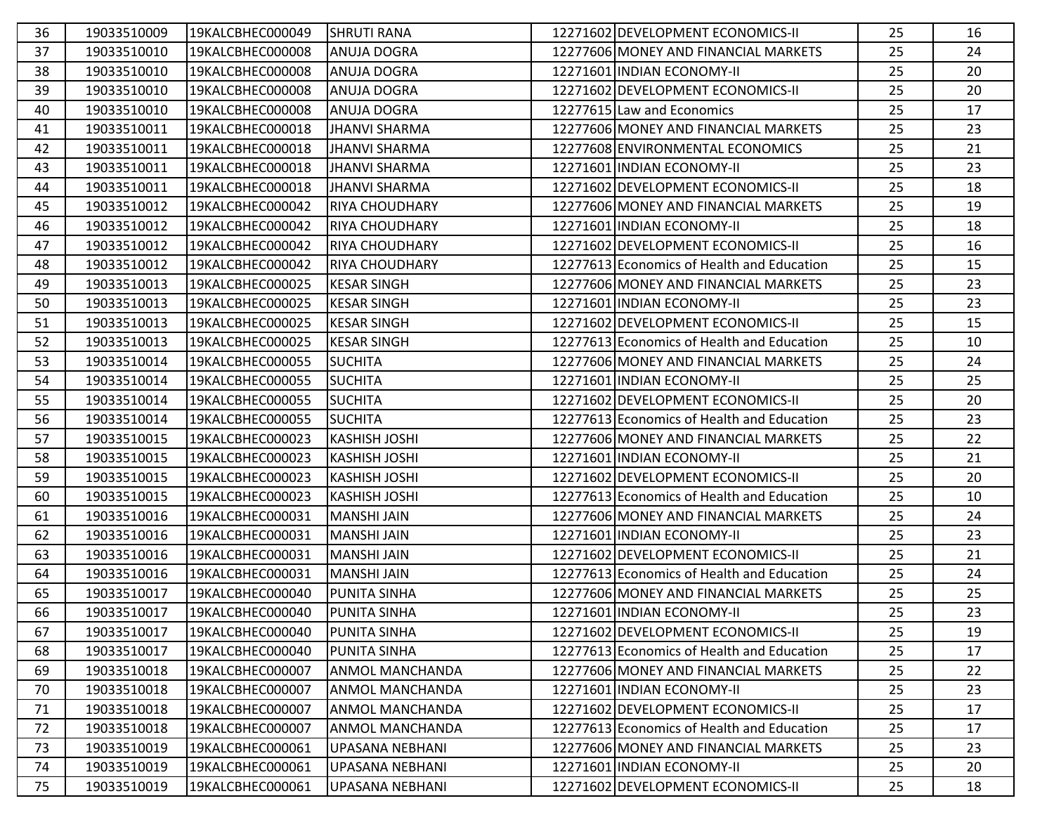| | | | | | | | |
|---|---|---|---|---|---|---|---|
| 36 | 19033510009 | 19KALCBHEC000049 | SHRUTI RANA | 12271602 | DEVELOPMENT ECONOMICS-II | 25 | 16 |
| 37 | 19033510010 | 19KALCBHEC000008 | ANUJA DOGRA | 12277606 | MONEY AND FINANCIAL MARKETS | 25 | 24 |
| 38 | 19033510010 | 19KALCBHEC000008 | ANUJA DOGRA | 12271601 | INDIAN ECONOMY-II | 25 | 20 |
| 39 | 19033510010 | 19KALCBHEC000008 | ANUJA DOGRA | 12271602 | DEVELOPMENT ECONOMICS-II | 25 | 20 |
| 40 | 19033510010 | 19KALCBHEC000008 | ANUJA DOGRA | 12277615 | Law and Economics | 25 | 17 |
| 41 | 19033510011 | 19KALCBHEC000018 | JHANVI SHARMA | 12277606 | MONEY AND FINANCIAL MARKETS | 25 | 23 |
| 42 | 19033510011 | 19KALCBHEC000018 | JHANVI SHARMA | 12277608 | ENVIRONMENTAL ECONOMICS | 25 | 21 |
| 43 | 19033510011 | 19KALCBHEC000018 | JHANVI SHARMA | 12271601 | INDIAN ECONOMY-II | 25 | 23 |
| 44 | 19033510011 | 19KALCBHEC000018 | JHANVI SHARMA | 12271602 | DEVELOPMENT ECONOMICS-II | 25 | 18 |
| 45 | 19033510012 | 19KALCBHEC000042 | RIYA CHOUDHARY | 12277606 | MONEY AND FINANCIAL MARKETS | 25 | 19 |
| 46 | 19033510012 | 19KALCBHEC000042 | RIYA CHOUDHARY | 12271601 | INDIAN ECONOMY-II | 25 | 18 |
| 47 | 19033510012 | 19KALCBHEC000042 | RIYA CHOUDHARY | 12271602 | DEVELOPMENT ECONOMICS-II | 25 | 16 |
| 48 | 19033510012 | 19KALCBHEC000042 | RIYA CHOUDHARY | 12277613 | Economics of Health and Education | 25 | 15 |
| 49 | 19033510013 | 19KALCBHEC000025 | KESAR SINGH | 12277606 | MONEY AND FINANCIAL MARKETS | 25 | 23 |
| 50 | 19033510013 | 19KALCBHEC000025 | KESAR SINGH | 12271601 | INDIAN ECONOMY-II | 25 | 23 |
| 51 | 19033510013 | 19KALCBHEC000025 | KESAR SINGH | 12271602 | DEVELOPMENT ECONOMICS-II | 25 | 15 |
| 52 | 19033510013 | 19KALCBHEC000025 | KESAR SINGH | 12277613 | Economics of Health and Education | 25 | 10 |
| 53 | 19033510014 | 19KALCBHEC000055 | SUCHITA | 12277606 | MONEY AND FINANCIAL MARKETS | 25 | 24 |
| 54 | 19033510014 | 19KALCBHEC000055 | SUCHITA | 12271601 | INDIAN ECONOMY-II | 25 | 25 |
| 55 | 19033510014 | 19KALCBHEC000055 | SUCHITA | 12271602 | DEVELOPMENT ECONOMICS-II | 25 | 20 |
| 56 | 19033510014 | 19KALCBHEC000055 | SUCHITA | 12277613 | Economics of Health and Education | 25 | 23 |
| 57 | 19033510015 | 19KALCBHEC000023 | KASHISH JOSHI | 12277606 | MONEY AND FINANCIAL MARKETS | 25 | 22 |
| 58 | 19033510015 | 19KALCBHEC000023 | KASHISH JOSHI | 12271601 | INDIAN ECONOMY-II | 25 | 21 |
| 59 | 19033510015 | 19KALCBHEC000023 | KASHISH JOSHI | 12271602 | DEVELOPMENT ECONOMICS-II | 25 | 20 |
| 60 | 19033510015 | 19KALCBHEC000023 | KASHISH JOSHI | 12277613 | Economics of Health and Education | 25 | 10 |
| 61 | 19033510016 | 19KALCBHEC000031 | MANSHI JAIN | 12277606 | MONEY AND FINANCIAL MARKETS | 25 | 24 |
| 62 | 19033510016 | 19KALCBHEC000031 | MANSHI JAIN | 12271601 | INDIAN ECONOMY-II | 25 | 23 |
| 63 | 19033510016 | 19KALCBHEC000031 | MANSHI JAIN | 12271602 | DEVELOPMENT ECONOMICS-II | 25 | 21 |
| 64 | 19033510016 | 19KALCBHEC000031 | MANSHI JAIN | 12277613 | Economics of Health and Education | 25 | 24 |
| 65 | 19033510017 | 19KALCBHEC000040 | PUNITA SINHA | 12277606 | MONEY AND FINANCIAL MARKETS | 25 | 25 |
| 66 | 19033510017 | 19KALCBHEC000040 | PUNITA SINHA | 12271601 | INDIAN ECONOMY-II | 25 | 23 |
| 67 | 19033510017 | 19KALCBHEC000040 | PUNITA SINHA | 12271602 | DEVELOPMENT ECONOMICS-II | 25 | 19 |
| 68 | 19033510017 | 19KALCBHEC000040 | PUNITA SINHA | 12277613 | Economics of Health and Education | 25 | 17 |
| 69 | 19033510018 | 19KALCBHEC000007 | ANMOL MANCHANDA | 12277606 | MONEY AND FINANCIAL MARKETS | 25 | 22 |
| 70 | 19033510018 | 19KALCBHEC000007 | ANMOL MANCHANDA | 12271601 | INDIAN ECONOMY-II | 25 | 23 |
| 71 | 19033510018 | 19KALCBHEC000007 | ANMOL MANCHANDA | 12271602 | DEVELOPMENT ECONOMICS-II | 25 | 17 |
| 72 | 19033510018 | 19KALCBHEC000007 | ANMOL MANCHANDA | 12277613 | Economics of Health and Education | 25 | 17 |
| 73 | 19033510019 | 19KALCBHEC000061 | UPASANA NEBHANI | 12277606 | MONEY AND FINANCIAL MARKETS | 25 | 23 |
| 74 | 19033510019 | 19KALCBHEC000061 | UPASANA NEBHANI | 12271601 | INDIAN ECONOMY-II | 25 | 20 |
| 75 | 19033510019 | 19KALCBHEC000061 | UPASANA NEBHANI | 12271602 | DEVELOPMENT ECONOMICS-II | 25 | 18 |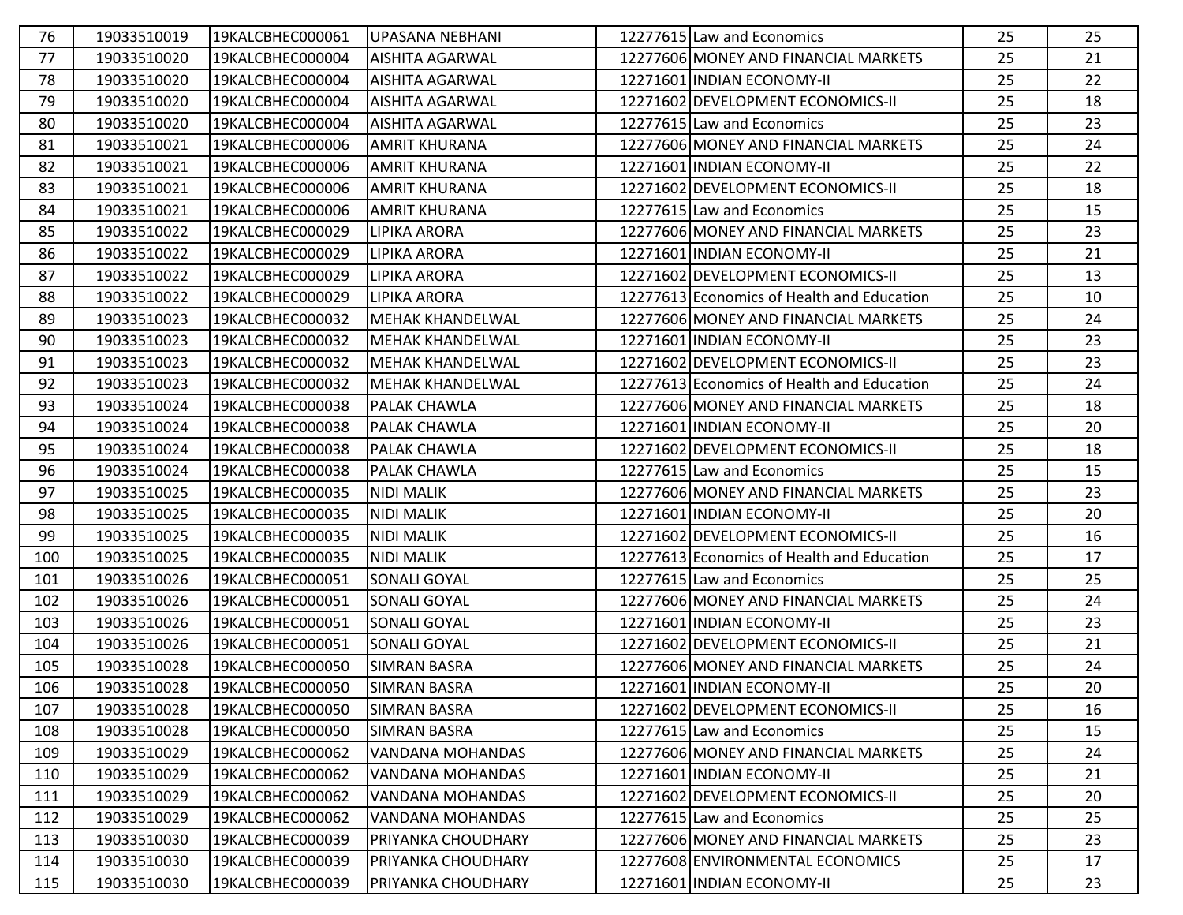| 76 | 19033510019 | 19KALCBHEC000061 | UPASANA NEBHANI | 12277615 | Law and Economics | 25 | 25 |
|---|---|---|---|---|---|---|---|
| 77 | 19033510020 | 19KALCBHEC000004 | AISHITA AGARWAL | 12277606 | MONEY AND FINANCIAL MARKETS | 25 | 21 |
| 78 | 19033510020 | 19KALCBHEC000004 | AISHITA AGARWAL | 12271601 | INDIAN ECONOMY-II | 25 | 22 |
| 79 | 19033510020 | 19KALCBHEC000004 | AISHITA AGARWAL | 12271602 | DEVELOPMENT ECONOMICS-II | 25 | 18 |
| 80 | 19033510020 | 19KALCBHEC000004 | AISHITA AGARWAL | 12277615 | Law and Economics | 25 | 23 |
| 81 | 19033510021 | 19KALCBHEC000006 | AMRIT KHURANA | 12277606 | MONEY AND FINANCIAL MARKETS | 25 | 24 |
| 82 | 19033510021 | 19KALCBHEC000006 | AMRIT KHURANA | 12271601 | INDIAN ECONOMY-II | 25 | 22 |
| 83 | 19033510021 | 19KALCBHEC000006 | AMRIT KHURANA | 12271602 | DEVELOPMENT ECONOMICS-II | 25 | 18 |
| 84 | 19033510021 | 19KALCBHEC000006 | AMRIT KHURANA | 12277615 | Law and Economics | 25 | 15 |
| 85 | 19033510022 | 19KALCBHEC000029 | LIPIKA ARORA | 12277606 | MONEY AND FINANCIAL MARKETS | 25 | 23 |
| 86 | 19033510022 | 19KALCBHEC000029 | LIPIKA ARORA | 12271601 | INDIAN ECONOMY-II | 25 | 21 |
| 87 | 19033510022 | 19KALCBHEC000029 | LIPIKA ARORA | 12271602 | DEVELOPMENT ECONOMICS-II | 25 | 13 |
| 88 | 19033510022 | 19KALCBHEC000029 | LIPIKA ARORA | 12277613 | Economics of Health and Education | 25 | 10 |
| 89 | 19033510023 | 19KALCBHEC000032 | MEHAK KHANDELWAL | 12277606 | MONEY AND FINANCIAL MARKETS | 25 | 24 |
| 90 | 19033510023 | 19KALCBHEC000032 | MEHAK KHANDELWAL | 12271601 | INDIAN ECONOMY-II | 25 | 23 |
| 91 | 19033510023 | 19KALCBHEC000032 | MEHAK KHANDELWAL | 12271602 | DEVELOPMENT ECONOMICS-II | 25 | 23 |
| 92 | 19033510023 | 19KALCBHEC000032 | MEHAK KHANDELWAL | 12277613 | Economics of Health and Education | 25 | 24 |
| 93 | 19033510024 | 19KALCBHEC000038 | PALAK CHAWLA | 12277606 | MONEY AND FINANCIAL MARKETS | 25 | 18 |
| 94 | 19033510024 | 19KALCBHEC000038 | PALAK CHAWLA | 12271601 | INDIAN ECONOMY-II | 25 | 20 |
| 95 | 19033510024 | 19KALCBHEC000038 | PALAK CHAWLA | 12271602 | DEVELOPMENT ECONOMICS-II | 25 | 18 |
| 96 | 19033510024 | 19KALCBHEC000038 | PALAK CHAWLA | 12277615 | Law and Economics | 25 | 15 |
| 97 | 19033510025 | 19KALCBHEC000035 | NIDI MALIK | 12277606 | MONEY AND FINANCIAL MARKETS | 25 | 23 |
| 98 | 19033510025 | 19KALCBHEC000035 | NIDI MALIK | 12271601 | INDIAN ECONOMY-II | 25 | 20 |
| 99 | 19033510025 | 19KALCBHEC000035 | NIDI MALIK | 12271602 | DEVELOPMENT ECONOMICS-II | 25 | 16 |
| 100 | 19033510025 | 19KALCBHEC000035 | NIDI MALIK | 12277613 | Economics of Health and Education | 25 | 17 |
| 101 | 19033510026 | 19KALCBHEC000051 | SONALI GOYAL | 12277615 | Law and Economics | 25 | 25 |
| 102 | 19033510026 | 19KALCBHEC000051 | SONALI GOYAL | 12277606 | MONEY AND FINANCIAL MARKETS | 25 | 24 |
| 103 | 19033510026 | 19KALCBHEC000051 | SONALI GOYAL | 12271601 | INDIAN ECONOMY-II | 25 | 23 |
| 104 | 19033510026 | 19KALCBHEC000051 | SONALI GOYAL | 12271602 | DEVELOPMENT ECONOMICS-II | 25 | 21 |
| 105 | 19033510028 | 19KALCBHEC000050 | SIMRAN BASRA | 12277606 | MONEY AND FINANCIAL MARKETS | 25 | 24 |
| 106 | 19033510028 | 19KALCBHEC000050 | SIMRAN BASRA | 12271601 | INDIAN ECONOMY-II | 25 | 20 |
| 107 | 19033510028 | 19KALCBHEC000050 | SIMRAN BASRA | 12271602 | DEVELOPMENT ECONOMICS-II | 25 | 16 |
| 108 | 19033510028 | 19KALCBHEC000050 | SIMRAN BASRA | 12277615 | Law and Economics | 25 | 15 |
| 109 | 19033510029 | 19KALCBHEC000062 | VANDANA MOHANDAS | 12277606 | MONEY AND FINANCIAL MARKETS | 25 | 24 |
| 110 | 19033510029 | 19KALCBHEC000062 | VANDANA MOHANDAS | 12271601 | INDIAN ECONOMY-II | 25 | 21 |
| 111 | 19033510029 | 19KALCBHEC000062 | VANDANA MOHANDAS | 12271602 | DEVELOPMENT ECONOMICS-II | 25 | 20 |
| 112 | 19033510029 | 19KALCBHEC000062 | VANDANA MOHANDAS | 12277615 | Law and Economics | 25 | 25 |
| 113 | 19033510030 | 19KALCBHEC000039 | PRIYANKA CHOUDHARY | 12277606 | MONEY AND FINANCIAL MARKETS | 25 | 23 |
| 114 | 19033510030 | 19KALCBHEC000039 | PRIYANKA CHOUDHARY | 12277608 | ENVIRONMENTAL ECONOMICS | 25 | 17 |
| 115 | 19033510030 | 19KALCBHEC000039 | PRIYANKA CHOUDHARY | 12271601 | INDIAN ECONOMY-II | 25 | 23 |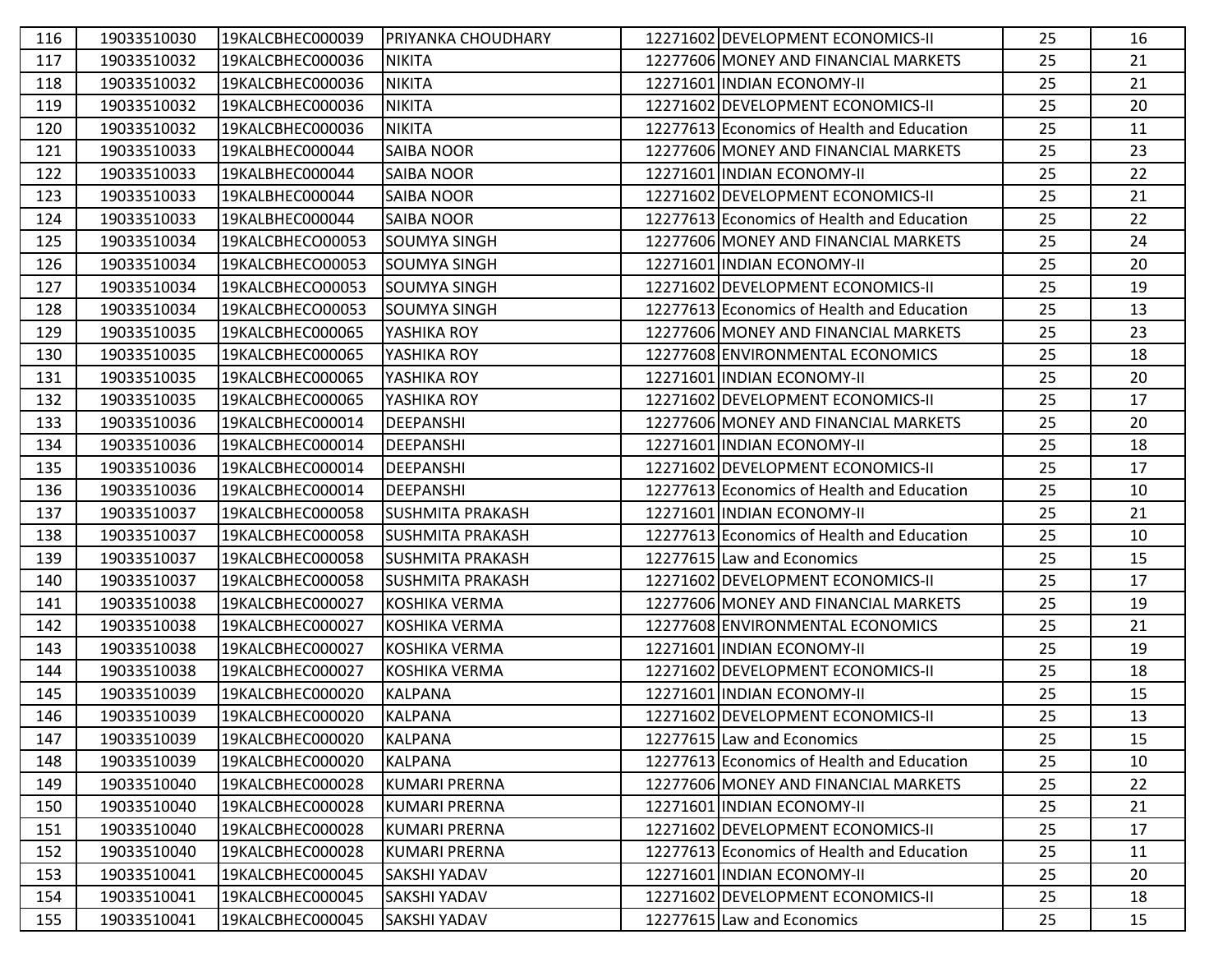| 116 | 19033510030 | 19KALCBHEC000039 | PRIYANKA CHOUDHARY | 12271602 | DEVELOPMENT ECONOMICS-II | 25 | 16 |
|---|---|---|---|---|---|---|---|
| 117 | 19033510032 | 19KALCBHEC000036 | NIKITA | 12277606 | MONEY AND FINANCIAL MARKETS | 25 | 21 |
| 118 | 19033510032 | 19KALCBHEC000036 | NIKITA | 12271601 | INDIAN ECONOMY-II | 25 | 21 |
| 119 | 19033510032 | 19KALCBHEC000036 | NIKITA | 12271602 | DEVELOPMENT ECONOMICS-II | 25 | 20 |
| 120 | 19033510032 | 19KALCBHEC000036 | NIKITA | 12277613 | Economics of Health and Education | 25 | 11 |
| 121 | 19033510033 | 19KALBHEC000044 | SAIBA NOOR | 12277606 | MONEY AND FINANCIAL MARKETS | 25 | 23 |
| 122 | 19033510033 | 19KALBHEC000044 | SAIBA NOOR | 12271601 | INDIAN ECONOMY-II | 25 | 22 |
| 123 | 19033510033 | 19KALBHEC000044 | SAIBA NOOR | 12271602 | DEVELOPMENT ECONOMICS-II | 25 | 21 |
| 124 | 19033510033 | 19KALBHEC000044 | SAIBA NOOR | 12277613 | Economics of Health and Education | 25 | 22 |
| 125 | 19033510034 | 19KALCBHECO00053 | SOUMYA SINGH | 12277606 | MONEY AND FINANCIAL MARKETS | 25 | 24 |
| 126 | 19033510034 | 19KALCBHECO00053 | SOUMYA SINGH | 12271601 | INDIAN ECONOMY-II | 25 | 20 |
| 127 | 19033510034 | 19KALCBHECO00053 | SOUMYA SINGH | 12271602 | DEVELOPMENT ECONOMICS-II | 25 | 19 |
| 128 | 19033510034 | 19KALCBHECO00053 | SOUMYA SINGH | 12277613 | Economics of Health and Education | 25 | 13 |
| 129 | 19033510035 | 19KALCBHEC000065 | YASHIKA ROY | 12277606 | MONEY AND FINANCIAL MARKETS | 25 | 23 |
| 130 | 19033510035 | 19KALCBHEC000065 | YASHIKA ROY | 12277608 | ENVIRONMENTAL ECONOMICS | 25 | 18 |
| 131 | 19033510035 | 19KALCBHEC000065 | YASHIKA ROY | 12271601 | INDIAN ECONOMY-II | 25 | 20 |
| 132 | 19033510035 | 19KALCBHEC000065 | YASHIKA ROY | 12271602 | DEVELOPMENT ECONOMICS-II | 25 | 17 |
| 133 | 19033510036 | 19KALCBHEC000014 | DEEPANSHI | 12277606 | MONEY AND FINANCIAL MARKETS | 25 | 20 |
| 134 | 19033510036 | 19KALCBHEC000014 | DEEPANSHI | 12271601 | INDIAN ECONOMY-II | 25 | 18 |
| 135 | 19033510036 | 19KALCBHEC000014 | DEEPANSHI | 12271602 | DEVELOPMENT ECONOMICS-II | 25 | 17 |
| 136 | 19033510036 | 19KALCBHEC000014 | DEEPANSHI | 12277613 | Economics of Health and Education | 25 | 10 |
| 137 | 19033510037 | 19KALCBHEC000058 | SUSHMITA PRAKASH | 12271601 | INDIAN ECONOMY-II | 25 | 21 |
| 138 | 19033510037 | 19KALCBHEC000058 | SUSHMITA PRAKASH | 12277613 | Economics of Health and Education | 25 | 10 |
| 139 | 19033510037 | 19KALCBHEC000058 | SUSHMITA PRAKASH | 12277615 | Law and Economics | 25 | 15 |
| 140 | 19033510037 | 19KALCBHEC000058 | SUSHMITA PRAKASH | 12271602 | DEVELOPMENT ECONOMICS-II | 25 | 17 |
| 141 | 19033510038 | 19KALCBHEC000027 | KOSHIKA VERMA | 12277606 | MONEY AND FINANCIAL MARKETS | 25 | 19 |
| 142 | 19033510038 | 19KALCBHEC000027 | KOSHIKA VERMA | 12277608 | ENVIRONMENTAL ECONOMICS | 25 | 21 |
| 143 | 19033510038 | 19KALCBHEC000027 | KOSHIKA VERMA | 12271601 | INDIAN ECONOMY-II | 25 | 19 |
| 144 | 19033510038 | 19KALCBHEC000027 | KOSHIKA VERMA | 12271602 | DEVELOPMENT ECONOMICS-II | 25 | 18 |
| 145 | 19033510039 | 19KALCBHEC000020 | KALPANA | 12271601 | INDIAN ECONOMY-II | 25 | 15 |
| 146 | 19033510039 | 19KALCBHEC000020 | KALPANA | 12271602 | DEVELOPMENT ECONOMICS-II | 25 | 13 |
| 147 | 19033510039 | 19KALCBHEC000020 | KALPANA | 12277615 | Law and Economics | 25 | 15 |
| 148 | 19033510039 | 19KALCBHEC000020 | KALPANA | 12277613 | Economics of Health and Education | 25 | 10 |
| 149 | 19033510040 | 19KALCBHEC000028 | KUMARI PRERNA | 12277606 | MONEY AND FINANCIAL MARKETS | 25 | 22 |
| 150 | 19033510040 | 19KALCBHEC000028 | KUMARI PRERNA | 12271601 | INDIAN ECONOMY-II | 25 | 21 |
| 151 | 19033510040 | 19KALCBHEC000028 | KUMARI PRERNA | 12271602 | DEVELOPMENT ECONOMICS-II | 25 | 17 |
| 152 | 19033510040 | 19KALCBHEC000028 | KUMARI PRERNA | 12277613 | Economics of Health and Education | 25 | 11 |
| 153 | 19033510041 | 19KALCBHEC000045 | SAKSHI YADAV | 12271601 | INDIAN ECONOMY-II | 25 | 20 |
| 154 | 19033510041 | 19KALCBHEC000045 | SAKSHI YADAV | 12271602 | DEVELOPMENT ECONOMICS-II | 25 | 18 |
| 155 | 19033510041 | 19KALCBHEC000045 | SAKSHI YADAV | 12277615 | Law and Economics | 25 | 15 |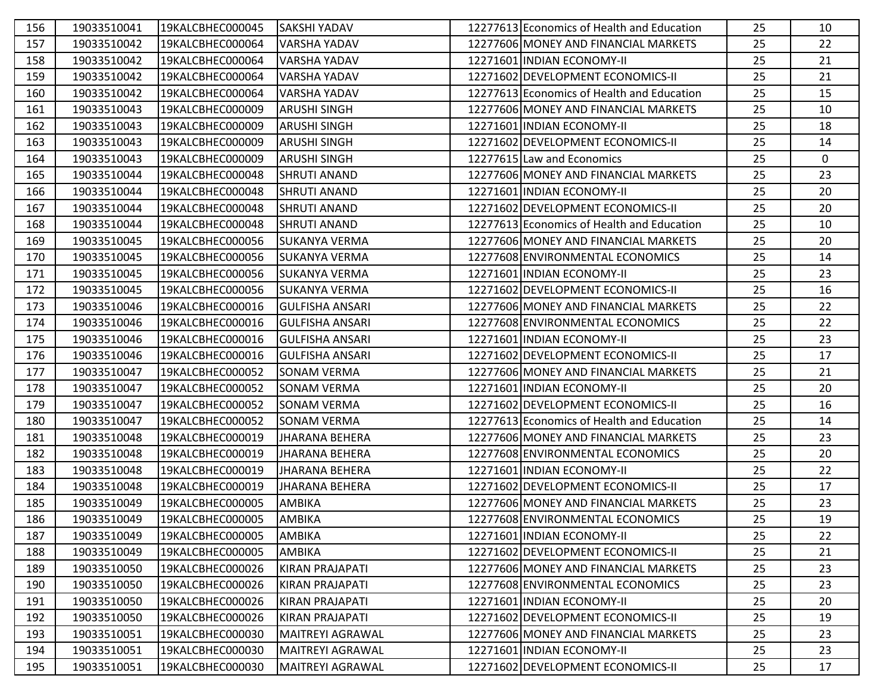| 156 | 19033510041 | 19KALCBHEC000045 | SAKSHI YADAV | 12277613 | Economics of Health and Education | 25 | 10 |
|---|---|---|---|---|---|---|---|
| 157 | 19033510042 | 19KALCBHEC000064 | VARSHA YADAV | 12277606 | MONEY AND FINANCIAL MARKETS | 25 | 22 |
| 158 | 19033510042 | 19KALCBHEC000064 | VARSHA YADAV | 12271601 | INDIAN ECONOMY-II | 25 | 21 |
| 159 | 19033510042 | 19KALCBHEC000064 | VARSHA YADAV | 12271602 | DEVELOPMENT ECONOMICS-II | 25 | 21 |
| 160 | 19033510042 | 19KALCBHEC000064 | VARSHA YADAV | 12277613 | Economics of Health and Education | 25 | 15 |
| 161 | 19033510043 | 19KALCBHEC000009 | ARUSHI SINGH | 12277606 | MONEY AND FINANCIAL MARKETS | 25 | 10 |
| 162 | 19033510043 | 19KALCBHEC000009 | ARUSHI SINGH | 12271601 | INDIAN ECONOMY-II | 25 | 18 |
| 163 | 19033510043 | 19KALCBHEC000009 | ARUSHI SINGH | 12271602 | DEVELOPMENT ECONOMICS-II | 25 | 14 |
| 164 | 19033510043 | 19KALCBHEC000009 | ARUSHI SINGH | 12277615 | Law and Economics | 25 | 0 |
| 165 | 19033510044 | 19KALCBHEC000048 | SHRUTI ANAND | 12277606 | MONEY AND FINANCIAL MARKETS | 25 | 23 |
| 166 | 19033510044 | 19KALCBHEC000048 | SHRUTI ANAND | 12271601 | INDIAN ECONOMY-II | 25 | 20 |
| 167 | 19033510044 | 19KALCBHEC000048 | SHRUTI ANAND | 12271602 | DEVELOPMENT ECONOMICS-II | 25 | 20 |
| 168 | 19033510044 | 19KALCBHEC000048 | SHRUTI ANAND | 12277613 | Economics of Health and Education | 25 | 10 |
| 169 | 19033510045 | 19KALCBHEC000056 | SUKANYA VERMA | 12277606 | MONEY AND FINANCIAL MARKETS | 25 | 20 |
| 170 | 19033510045 | 19KALCBHEC000056 | SUKANYA VERMA | 12277608 | ENVIRONMENTAL ECONOMICS | 25 | 14 |
| 171 | 19033510045 | 19KALCBHEC000056 | SUKANYA VERMA | 12271601 | INDIAN ECONOMY-II | 25 | 23 |
| 172 | 19033510045 | 19KALCBHEC000056 | SUKANYA VERMA | 12271602 | DEVELOPMENT ECONOMICS-II | 25 | 16 |
| 173 | 19033510046 | 19KALCBHEC000016 | GULFISHA ANSARI | 12277606 | MONEY AND FINANCIAL MARKETS | 25 | 22 |
| 174 | 19033510046 | 19KALCBHEC000016 | GULFISHA ANSARI | 12277608 | ENVIRONMENTAL ECONOMICS | 25 | 22 |
| 175 | 19033510046 | 19KALCBHEC000016 | GULFISHA ANSARI | 12271601 | INDIAN ECONOMY-II | 25 | 23 |
| 176 | 19033510046 | 19KALCBHEC000016 | GULFISHA ANSARI | 12271602 | DEVELOPMENT ECONOMICS-II | 25 | 17 |
| 177 | 19033510047 | 19KALCBHEC000052 | SONAM VERMA | 12277606 | MONEY AND FINANCIAL MARKETS | 25 | 21 |
| 178 | 19033510047 | 19KALCBHEC000052 | SONAM VERMA | 12271601 | INDIAN ECONOMY-II | 25 | 20 |
| 179 | 19033510047 | 19KALCBHEC000052 | SONAM VERMA | 12271602 | DEVELOPMENT ECONOMICS-II | 25 | 16 |
| 180 | 19033510047 | 19KALCBHEC000052 | SONAM VERMA | 12277613 | Economics of Health and Education | 25 | 14 |
| 181 | 19033510048 | 19KALCBHEC000019 | JHARANA BEHERA | 12277606 | MONEY AND FINANCIAL MARKETS | 25 | 23 |
| 182 | 19033510048 | 19KALCBHEC000019 | JHARANA BEHERA | 12277608 | ENVIRONMENTAL ECONOMICS | 25 | 20 |
| 183 | 19033510048 | 19KALCBHEC000019 | JHARANA BEHERA | 12271601 | INDIAN ECONOMY-II | 25 | 22 |
| 184 | 19033510048 | 19KALCBHEC000019 | JHARANA BEHERA | 12271602 | DEVELOPMENT ECONOMICS-II | 25 | 17 |
| 185 | 19033510049 | 19KALCBHEC000005 | AMBIKA | 12277606 | MONEY AND FINANCIAL MARKETS | 25 | 23 |
| 186 | 19033510049 | 19KALCBHEC000005 | AMBIKA | 12277608 | ENVIRONMENTAL ECONOMICS | 25 | 19 |
| 187 | 19033510049 | 19KALCBHEC000005 | AMBIKA | 12271601 | INDIAN ECONOMY-II | 25 | 22 |
| 188 | 19033510049 | 19KALCBHEC000005 | AMBIKA | 12271602 | DEVELOPMENT ECONOMICS-II | 25 | 21 |
| 189 | 19033510050 | 19KALCBHEC000026 | KIRAN PRAJAPATI | 12277606 | MONEY AND FINANCIAL MARKETS | 25 | 23 |
| 190 | 19033510050 | 19KALCBHEC000026 | KIRAN PRAJAPATI | 12277608 | ENVIRONMENTAL ECONOMICS | 25 | 23 |
| 191 | 19033510050 | 19KALCBHEC000026 | KIRAN PRAJAPATI | 12271601 | INDIAN ECONOMY-II | 25 | 20 |
| 192 | 19033510050 | 19KALCBHEC000026 | KIRAN PRAJAPATI | 12271602 | DEVELOPMENT ECONOMICS-II | 25 | 19 |
| 193 | 19033510051 | 19KALCBHEC000030 | MAITREYI AGRAWAL | 12277606 | MONEY AND FINANCIAL MARKETS | 25 | 23 |
| 194 | 19033510051 | 19KALCBHEC000030 | MAITREYI AGRAWAL | 12271601 | INDIAN ECONOMY-II | 25 | 23 |
| 195 | 19033510051 | 19KALCBHEC000030 | MAITREYI AGRAWAL | 12271602 | DEVELOPMENT ECONOMICS-II | 25 | 17 |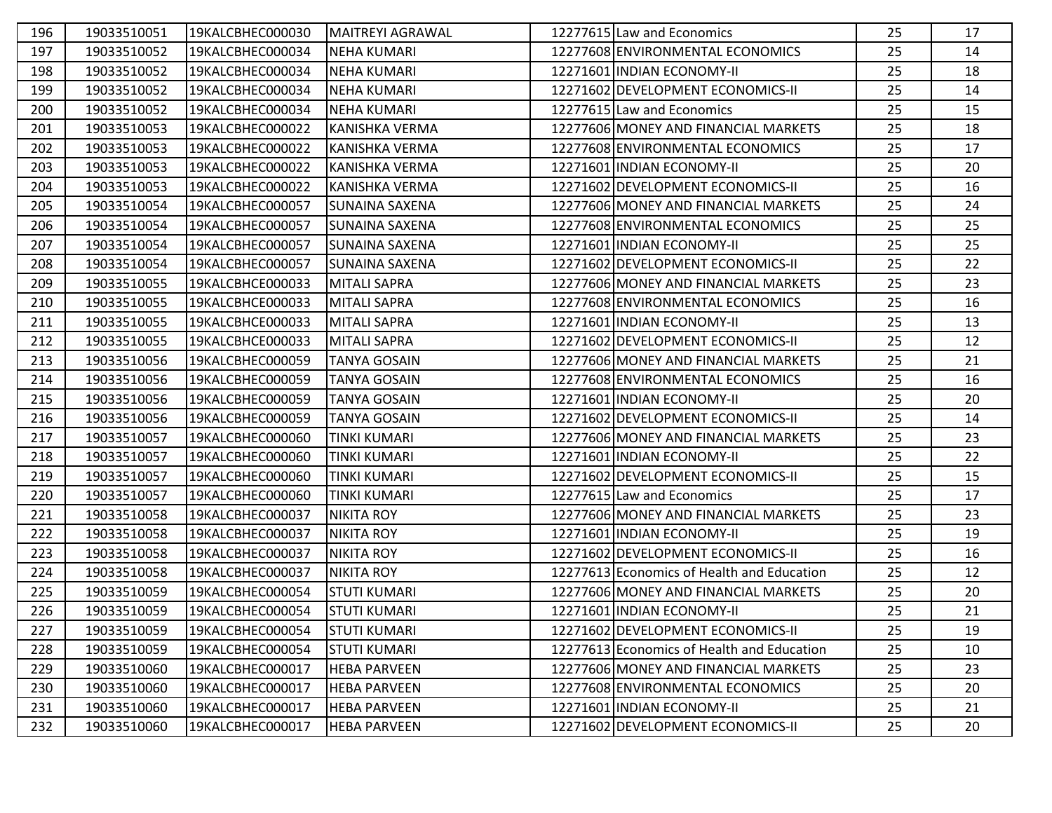| | | | | | | | |
|---|---|---|---|---|---|---|---|
| 196 | 19033510051 | 19KALCBHEC000030 | MAITREYI AGRAWAL | 12277615 | Law and Economics | 25 | 17 |
| 197 | 19033510052 | 19KALCBHEC000034 | NEHA KUMARI | 12277608 | ENVIRONMENTAL ECONOMICS | 25 | 14 |
| 198 | 19033510052 | 19KALCBHEC000034 | NEHA KUMARI | 12271601 | INDIAN ECONOMY-II | 25 | 18 |
| 199 | 19033510052 | 19KALCBHEC000034 | NEHA KUMARI | 12271602 | DEVELOPMENT ECONOMICS-II | 25 | 14 |
| 200 | 19033510052 | 19KALCBHEC000034 | NEHA KUMARI | 12277615 | Law and Economics | 25 | 15 |
| 201 | 19033510053 | 19KALCBHEC000022 | KANISHKA VERMA | 12277606 | MONEY AND FINANCIAL MARKETS | 25 | 18 |
| 202 | 19033510053 | 19KALCBHEC000022 | KANISHKA VERMA | 12277608 | ENVIRONMENTAL ECONOMICS | 25 | 17 |
| 203 | 19033510053 | 19KALCBHEC000022 | KANISHKA VERMA | 12271601 | INDIAN ECONOMY-II | 25 | 20 |
| 204 | 19033510053 | 19KALCBHEC000022 | KANISHKA VERMA | 12271602 | DEVELOPMENT ECONOMICS-II | 25 | 16 |
| 205 | 19033510054 | 19KALCBHEC000057 | SUNAINA SAXENA | 12277606 | MONEY AND FINANCIAL MARKETS | 25 | 24 |
| 206 | 19033510054 | 19KALCBHEC000057 | SUNAINA SAXENA | 12277608 | ENVIRONMENTAL ECONOMICS | 25 | 25 |
| 207 | 19033510054 | 19KALCBHEC000057 | SUNAINA SAXENA | 12271601 | INDIAN ECONOMY-II | 25 | 25 |
| 208 | 19033510054 | 19KALCBHEC000057 | SUNAINA SAXENA | 12271602 | DEVELOPMENT ECONOMICS-II | 25 | 22 |
| 209 | 19033510055 | 19KALCBHCE000033 | MITALI SAPRA | 12277606 | MONEY AND FINANCIAL MARKETS | 25 | 23 |
| 210 | 19033510055 | 19KALCBHCE000033 | MITALI SAPRA | 12277608 | ENVIRONMENTAL ECONOMICS | 25 | 16 |
| 211 | 19033510055 | 19KALCBHCE000033 | MITALI SAPRA | 12271601 | INDIAN ECONOMY-II | 25 | 13 |
| 212 | 19033510055 | 19KALCBHCE000033 | MITALI SAPRA | 12271602 | DEVELOPMENT ECONOMICS-II | 25 | 12 |
| 213 | 19033510056 | 19KALCBHEC000059 | TANYA GOSAIN | 12277606 | MONEY AND FINANCIAL MARKETS | 25 | 21 |
| 214 | 19033510056 | 19KALCBHEC000059 | TANYA GOSAIN | 12277608 | ENVIRONMENTAL ECONOMICS | 25 | 16 |
| 215 | 19033510056 | 19KALCBHEC000059 | TANYA GOSAIN | 12271601 | INDIAN ECONOMY-II | 25 | 20 |
| 216 | 19033510056 | 19KALCBHEC000059 | TANYA GOSAIN | 12271602 | DEVELOPMENT ECONOMICS-II | 25 | 14 |
| 217 | 19033510057 | 19KALCBHEC000060 | TINKI KUMARI | 12277606 | MONEY AND FINANCIAL MARKETS | 25 | 23 |
| 218 | 19033510057 | 19KALCBHEC000060 | TINKI KUMARI | 12271601 | INDIAN ECONOMY-II | 25 | 22 |
| 219 | 19033510057 | 19KALCBHEC000060 | TINKI KUMARI | 12271602 | DEVELOPMENT ECONOMICS-II | 25 | 15 |
| 220 | 19033510057 | 19KALCBHEC000060 | TINKI KUMARI | 12277615 | Law and Economics | 25 | 17 |
| 221 | 19033510058 | 19KALCBHEC000037 | NIKITA ROY | 12277606 | MONEY AND FINANCIAL MARKETS | 25 | 23 |
| 222 | 19033510058 | 19KALCBHEC000037 | NIKITA ROY | 12271601 | INDIAN ECONOMY-II | 25 | 19 |
| 223 | 19033510058 | 19KALCBHEC000037 | NIKITA ROY | 12271602 | DEVELOPMENT ECONOMICS-II | 25 | 16 |
| 224 | 19033510058 | 19KALCBHEC000037 | NIKITA ROY | 12277613 | Economics of Health and Education | 25 | 12 |
| 225 | 19033510059 | 19KALCBHEC000054 | STUTI KUMARI | 12277606 | MONEY AND FINANCIAL MARKETS | 25 | 20 |
| 226 | 19033510059 | 19KALCBHEC000054 | STUTI KUMARI | 12271601 | INDIAN ECONOMY-II | 25 | 21 |
| 227 | 19033510059 | 19KALCBHEC000054 | STUTI KUMARI | 12271602 | DEVELOPMENT ECONOMICS-II | 25 | 19 |
| 228 | 19033510059 | 19KALCBHEC000054 | STUTI KUMARI | 12277613 | Economics of Health and Education | 25 | 10 |
| 229 | 19033510060 | 19KALCBHEC000017 | HEBA PARVEEN | 12277606 | MONEY AND FINANCIAL MARKETS | 25 | 23 |
| 230 | 19033510060 | 19KALCBHEC000017 | HEBA PARVEEN | 12277608 | ENVIRONMENTAL ECONOMICS | 25 | 20 |
| 231 | 19033510060 | 19KALCBHEC000017 | HEBA PARVEEN | 12271601 | INDIAN ECONOMY-II | 25 | 21 |
| 232 | 19033510060 | 19KALCBHEC000017 | HEBA PARVEEN | 12271602 | DEVELOPMENT ECONOMICS-II | 25 | 20 |